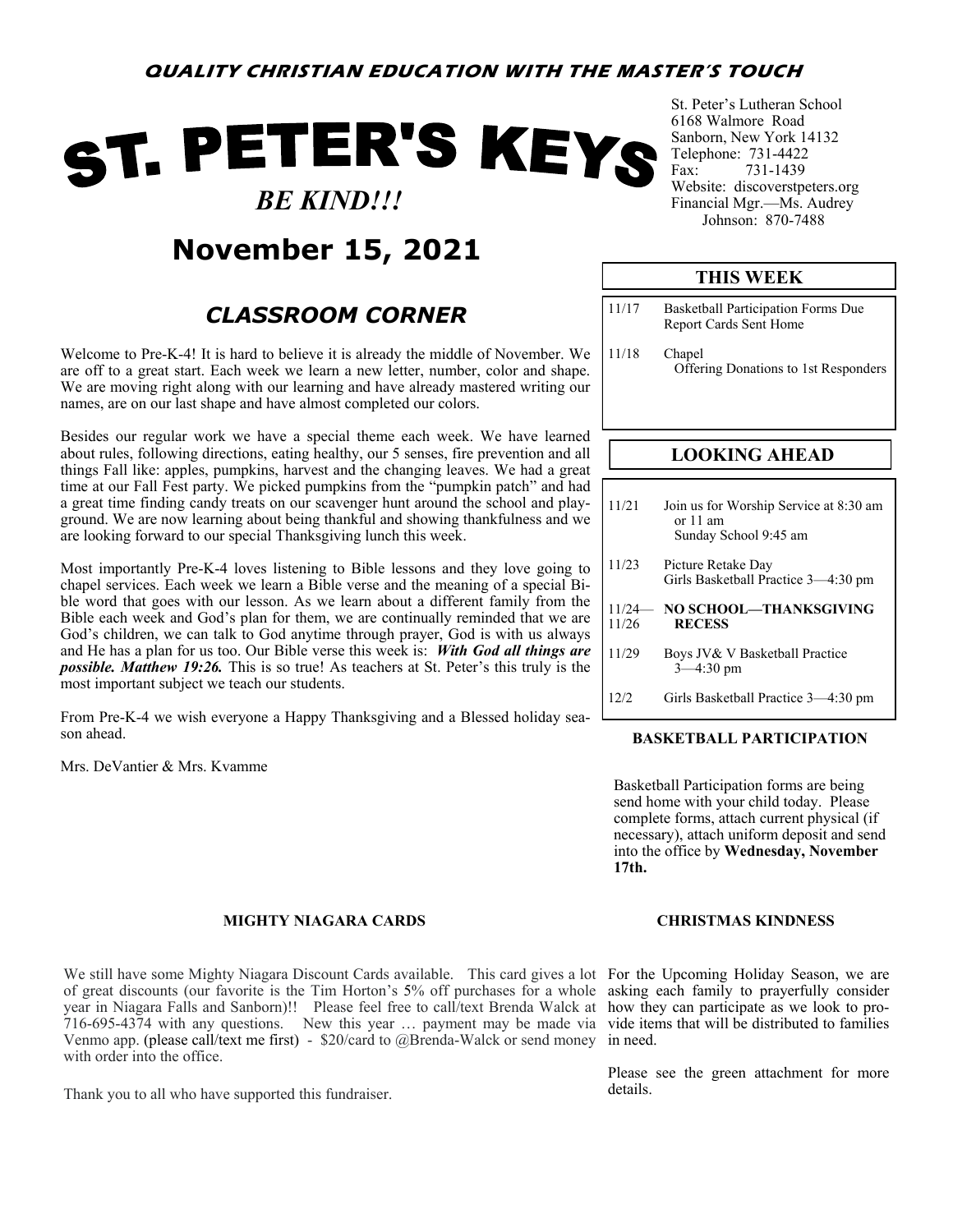**QUALITY CHRISTIAN EDUCATION WITH THE MASTER'S TOUCH**

# ST. PETER'S KEYS

***BE KIND!!!***

St. Peter's Lutheran School
6168 Walmore Road
Sanborn, New York 14132
Telephone: 731-4422
Fax: 731-1439
Website: discoverstpeters.org
Financial Mgr.—Ms. Audrey Johnson: 870-7488

## November 15, 2021

## *CLASSROOM CORNER*

Welcome to Pre-K-4! It is hard to believe it is already the middle of November. We are off to a great start. Each week we learn a new letter, number, color and shape. We are moving right along with our learning and have already mastered writing our names, are on our last shape and have almost completed our colors.

Besides our regular work we have a special theme each week. We have learned about rules, following directions, eating healthy, our 5 senses, fire prevention and all things Fall like: apples, pumpkins, harvest and the changing leaves. We had a great time at our Fall Fest party. We picked pumpkins from the "pumpkin patch" and had a great time finding candy treats on our scavenger hunt around the school and playground. We are now learning about being thankful and showing thankfulness and we are looking forward to our special Thanksgiving lunch this week.

Most importantly Pre-K-4 loves listening to Bible lessons and they love going to chapel services. Each week we learn a Bible verse and the meaning of a special Bible word that goes with our lesson. As we learn about a different family from the Bible each week and God's plan for them, we are continually reminded that we are God's children, we can talk to God anytime through prayer, God is with us always and He has a plan for us too. Our Bible verse this week is: ***With God all things are possible. Matthew 19:26.*** This is so true! As teachers at St. Peter's this truly is the most important subject we teach our students.

From Pre-K-4 we wish everyone a Happy Thanksgiving and a Blessed holiday season ahead.

Mrs. DeVantier & Mrs. Kvamme

### THIS WEEK

| Date | Event |
|---|---|
| 11/17 | Basketball Participation Forms Due<br>Report Cards Sent Home |
| 11/18 | Chapel<br>Offering Donations to 1st Responders |

### LOOKING AHEAD

| Date | Event |
|---|---|
| 11/21 | Join us for Worship Service at 8:30 am or 11 am<br>Sunday School 9:45 am |
| 11/23 | Picture Retake Day<br>Girls Basketball Practice 3—4:30 pm |
| 11/24—11/26 | **NO SCHOOL—THANKSGIVING RECESS** |
| 11/29 | Boys JV& V Basketball Practice 3—4:30 pm |
| 12/2 | Girls Basketball Practice 3—4:30 pm |

### BASKETBALL PARTICIPATION

Basketball Participation forms are being send home with your child today. Please complete forms, attach current physical (if necessary), attach uniform deposit and send into the office by **Wednesday, November 17th.**

### MIGHTY NIAGARA CARDS

We still have some Mighty Niagara Discount Cards available. This card gives a lot of great discounts (our favorite is the Tim Horton's 5% off purchases for a whole year in Niagara Falls and Sanborn)!! Please feel free to call/text Brenda Walck at 716-695-4374 with any questions. New this year … payment may be made via Venmo app. (please call/text me first) - $20/card to @Brenda-Walck or send money with order into the office.

Thank you to all who have supported this fundraiser.

### CHRISTMAS KINDNESS

For the Upcoming Holiday Season, we are asking each family to prayerfully consider how they can participate as we look to provide items that will be distributed to families in need.

Please see the green attachment for more details.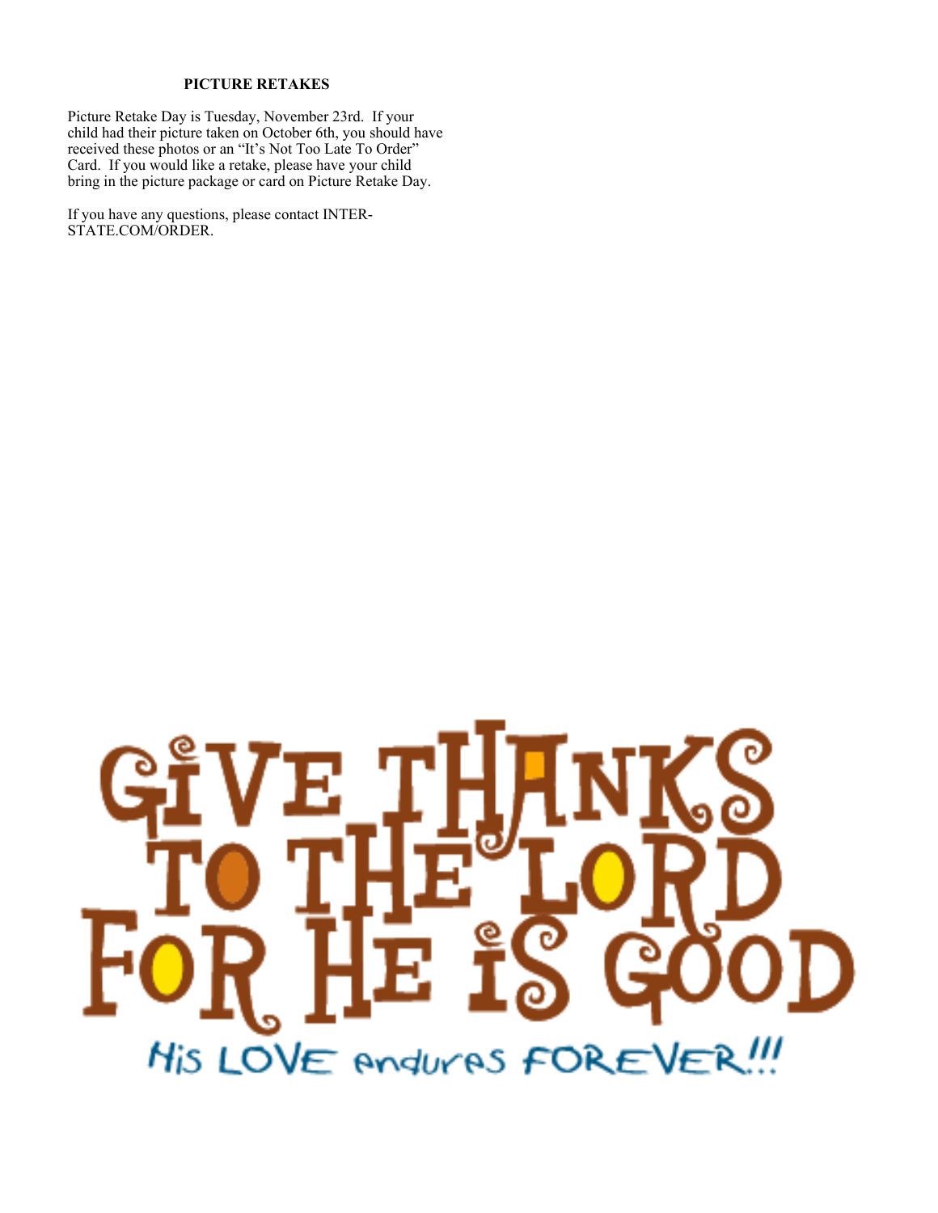## PICTURE RETAKES

Picture Retake Day is Tuesday, November 23rd. If your child had their picture taken on October 6th, you should have received these photos or an "It's Not Too Late To Order" Card. If you would like a retake, please have your child bring in the picture package or card on Picture Retake Day.

If you have any questions, please contact INTER-STATE.COM/ORDER.

GIVE THANKS TO THE LORD FOR HE IS GOOD

His LOVE endures FOREVER!!!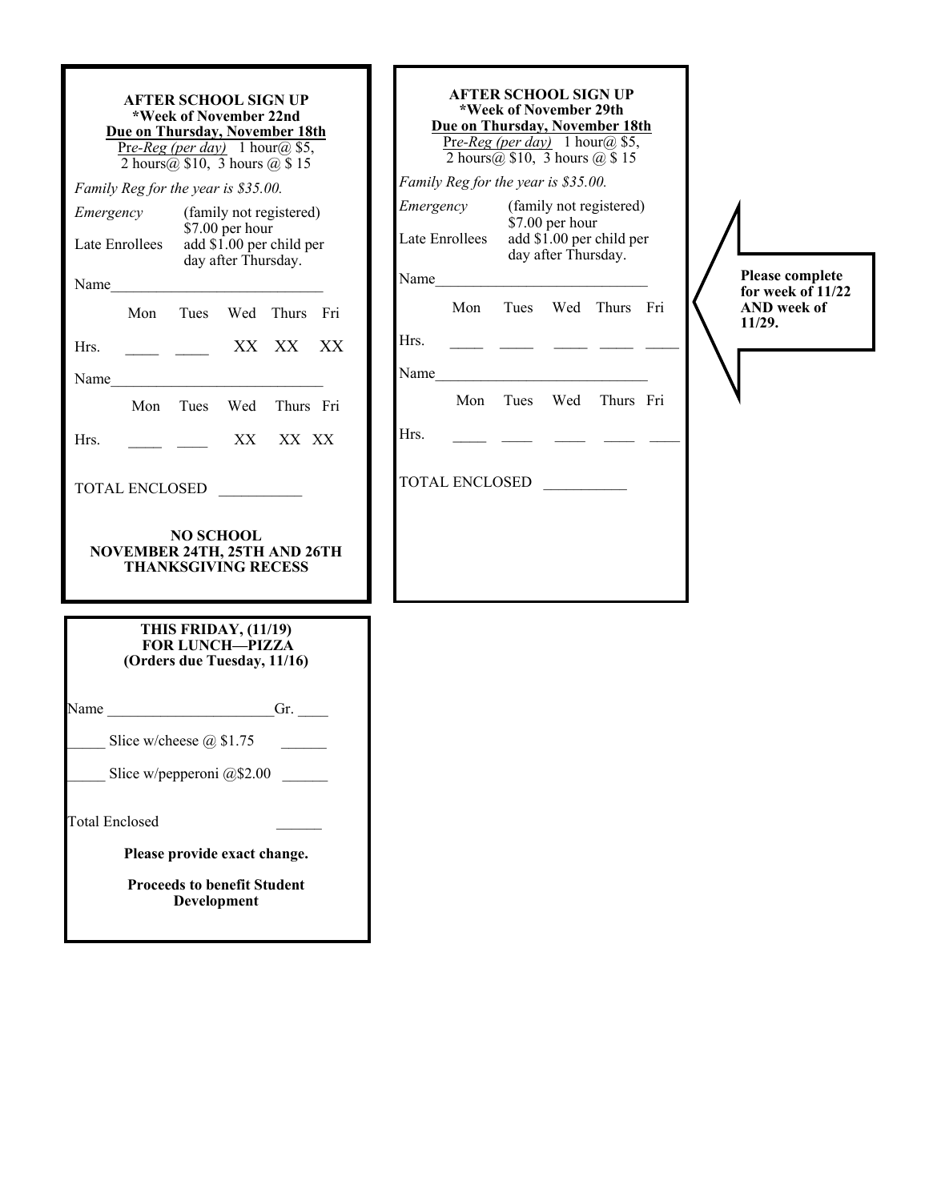**AFTER SCHOOL SIGN UP**
**\*Week of November 22nd**
**Due on Thursday, November 18th**

Pre-Reg (per day) 1 hour@ $5, 2 hours@ $10, 3 hours @ $ 15

*Family Reg for the year is $35.00.*

*Emergency* (family not registered) $7.00 per hour

Late Enrollees add $1.00 per child per day after Thursday.

Name_____________________________

| | Mon | Tues | Wed | Thurs | Fri |
|---|---|---|---|---|---|
| Hrs. | ____ | ____ | XX | XX | XX |

Name_____________________________

| | Mon | Tues | Wed | Thurs | Fri |
|---|---|---|---|---|---|
| Hrs. | ____ | ____ | XX | XX | XX |

TOTAL ENCLOSED ___________

**NO SCHOOL**
**NOVEMBER 24TH, 25TH AND 26TH**
**THANKSGIVING RECESS**

**THIS FRIDAY, (11/19)**
**FOR LUNCH—PIZZA**
**(Orders due Tuesday, 11/16)**

Name ______________________Gr. ____

_____ Slice w/cheese @ $1.75 ______

_____ Slice w/pepperoni @$2.00 ______

Total Enclosed ______

**Please provide exact change.**

**Proceeds to benefit Student Development**

**AFTER SCHOOL SIGN UP**
**\*Week of November 29th**
**Due on Thursday, November 18th**

Pre-Reg (per day) 1 hour@ $5, 2 hours@ $10, 3 hours @ $ 15

*Family Reg for the year is $35.00.*

*Emergency* (family not registered) $7.00 per hour

Late Enrollees add $1.00 per child per day after Thursday.

Name_____________________________

| | Mon | Tues | Wed | Thurs | Fri |
|---|---|---|---|---|---|
| Hrs. | ____ | ____ | ____ | ____ | ____ |

Name_____________________________

| | Mon | Tues | Wed | Thurs | Fri |
|---|---|---|---|---|---|
| Hrs. | ____ | ____ | ____ | ____ | ____ |

TOTAL ENCLOSED ___________

**Please complete for week of 11/22 AND week of 11/29.**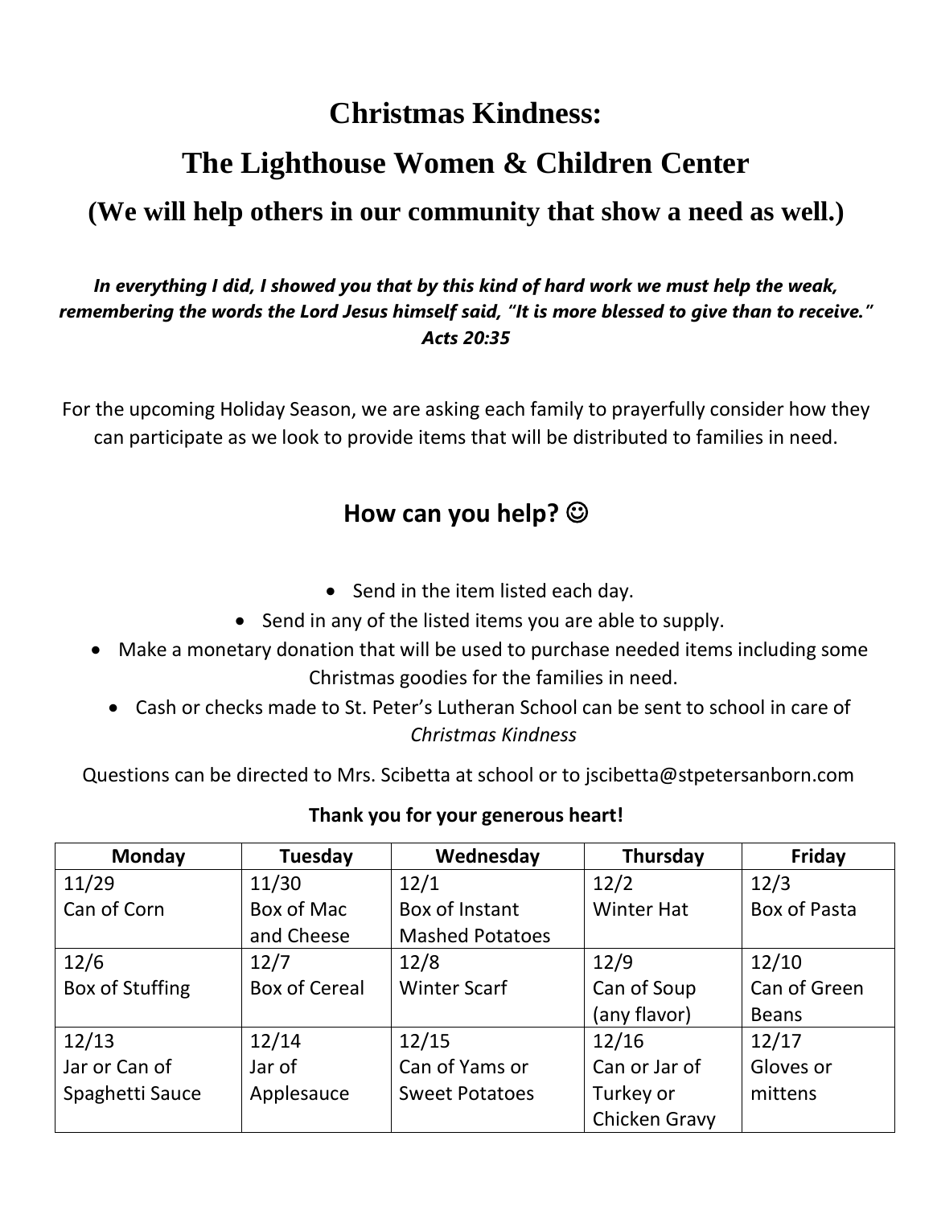# Christmas Kindness:

# The Lighthouse Women & Children Center

## (We will help others in our community that show a need as well.)

***In everything I did, I showed you that by this kind of hard work we must help the weak, remembering the words the Lord Jesus himself said, "It is more blessed to give than to receive." Acts 20:35***

For the upcoming Holiday Season, we are asking each family to prayerfully consider how they can participate as we look to provide items that will be distributed to families in need.

## How can you help? ☺

- Send in the item listed each day.
- Send in any of the listed items you are able to supply.
- Make a monetary donation that will be used to purchase needed items including some Christmas goodies for the families in need.
- Cash or checks made to St. Peter's Lutheran School can be sent to school in care of *Christmas Kindness*

Questions can be directed to Mrs. Scibetta at school or to jscibetta@stpetersanborn.com

**Thank you for your generous heart!**

| Monday | Tuesday | Wednesday | Thursday | Friday |
|---|---|---|---|---|
| 11/29<br>Can of Corn | 11/30<br>Box of Mac and Cheese | 12/1<br>Box of Instant Mashed Potatoes | 12/2<br>Winter Hat | 12/3<br>Box of Pasta |
| 12/6<br>Box of Stuffing | 12/7<br>Box of Cereal | 12/8<br>Winter Scarf | 12/9<br>Can of Soup (any flavor) | 12/10<br>Can of Green Beans |
| 12/13<br>Jar or Can of Spaghetti Sauce | 12/14<br>Jar of Applesauce | 12/15<br>Can of Yams or Sweet Potatoes | 12/16<br>Can or Jar of Turkey or Chicken Gravy | 12/17<br>Gloves or mittens |